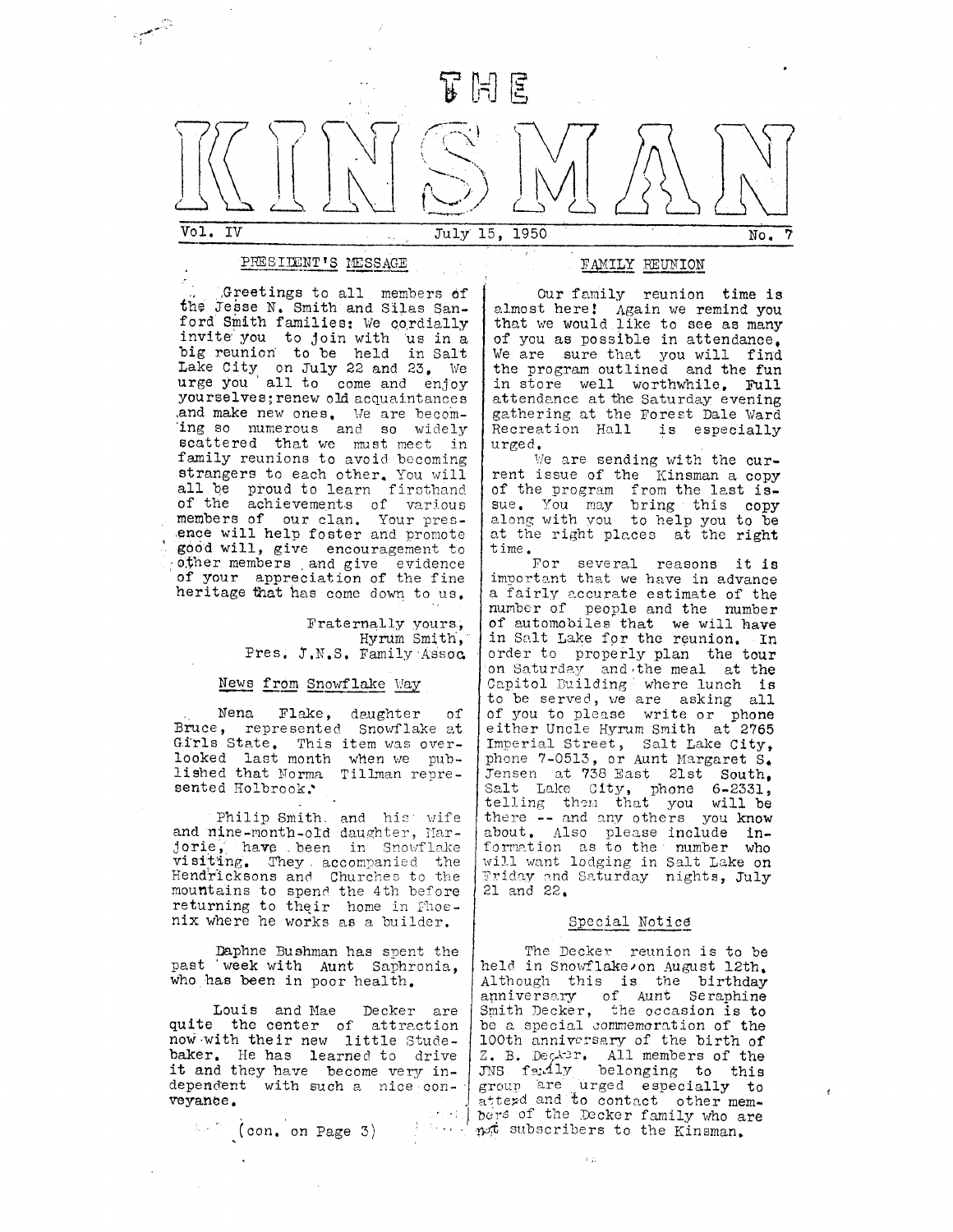# THE KINSMAN

Vol. IV July 15, 1950 No. 7

## PRESIDENT'S MESSAGE

Greetings to all members of the Jesse N. Smith and Silas Sanford Smith families: We cordially invite you to join with us in a big reunion to be held in Salt Lake City on July 22 and 23. We urge you all to come and enjoy yourselves; renew old acquaintances and make new ones. We are becoming so numerous and so widely scattered that we must meet in family reunions to avoid becoming strangers to each other. You will all be proud to learn firsthand of the achievements of various members of our clan. Your presence will help foster and promote good will, give encouragement to other members and give evidence of your appreciation of the fine heritage that has come down to us.

Fraternally yours,
Hyrum Smith,
Pres. J.N.S. Family Assoc.

## News from Snowflake Way

Nena Flake, daughter of Bruce, represented Snowflake at Girls State. This item was overlooked last month when we published that Norma Tillman represented Holbrook.

Philip Smith, and his wife and nine-month-old daughter, Marjorie, have been in Snowflake visiting. They accompanied the Hendricksons and Churches to the mountains to spend the 4th before returning to their home in Phoenix where he works as a builder.

Daphne Bushman has spent the past week with Aunt Saphronia, who has been in poor health.

Louis and Mae Decker are quite the center of attraction now with their new little Studebaker. He has learned to drive it and they have become very independent with such a nice conveyance.

(con. on Page 3)

## FAMILY REUNION

Our family reunion time is almost here! Again we remind you that we would like to see as many of you as possible in attendance. We are sure that you will find the program outlined and the fun in store well worthwhile. Full attendance at the Saturday evening gathering at the Forest Dale Ward Recreation Hall is especially urged.

We are sending with the current issue of the Kinsman a copy of the program from the last issue. You may bring this copy along with you to help you to be at the right places at the right time.

For several reasons it is important that we have in advance a fairly accurate estimate of the number of people and the number of automobiles that we will have in Salt Lake for the reunion. In order to properly plan the tour on Saturday and the meal at the Capitol Building where lunch is to be served, we are asking all of you to please write or phone either Uncle Hyrum Smith at 2765 Imperial Street, Salt Lake City, phone 7-0513, or Aunt Margaret S. Jensen at 738 East 21st South, Salt Lake City, phone 6-2331, telling them that you will be there -- and any others you know about. Also please include information as to the number who will want lodging in Salt Lake on Friday and Saturday nights, July 21 and 22.

## Special Notice

The Decker reunion is to be held in Snowflake on August 12th. Although this is the birthday anniversary of Aunt Seraphine Smith Decker, the occasion is to be a special commemoration of the 100th anniversary of the birth of Z. B. Decker. All members of the JNS family belonging to this group are urged especially to attend and to contact other members of the Decker family who are not subscribers to the Kinsman.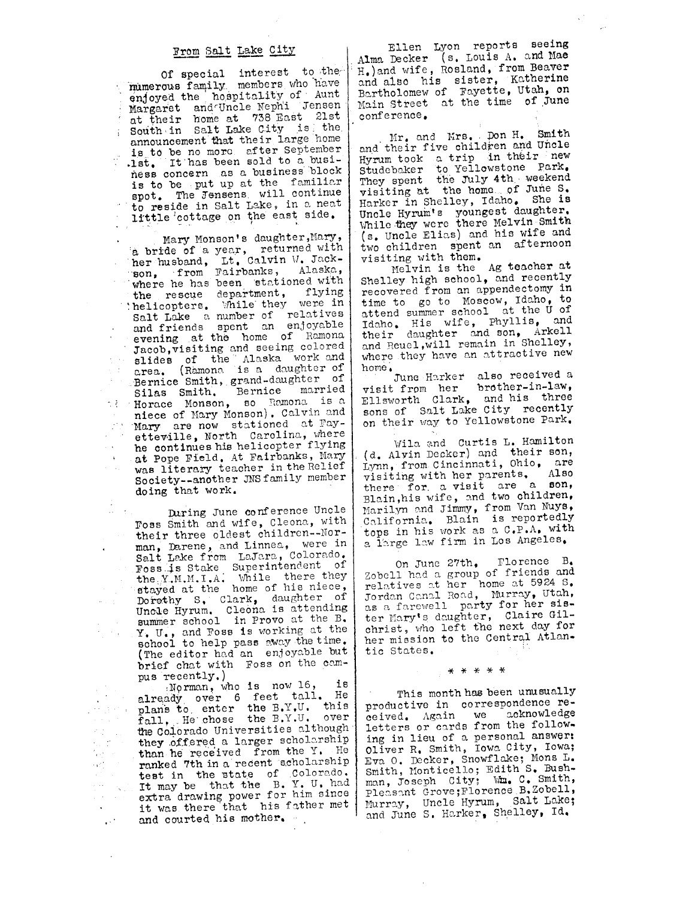## From Salt Lake City

Of special interest to the numerous family members who have enjoyed the hospitality of Aunt Margaret and Uncle Nephi Jensen at their home at 738 East 21st South in Salt Lake City is the announcement that their large home is to be no more after September 1st. It has been sold to a business concern as a business block is to be put up at the familiar spot. The Jensens will continue to reside in Salt Lake, in a neat little cottage on the east side.

Mary Monson's daughter, Mary, a bride of a year, returned with her husband, Lt. Calvin W. Jackson, from Fairbanks, Alaska, where he has been stationed with the rescue department, flying helicopters. While they were in Salt Lake a number of relatives and friends spent an enjoyable evening at the home of Ramona Jacob, visiting and seeing colored slides of the Alaska work and area. (Ramona is a daughter of Bernice Smith, grand-daughter of Silas Smith. Bernice married Horace Monson, so Ramona is a niece of Mary Monson). Calvin and Mary are now stationed at Fayetteville, North Carolina, where he continues his helicopter flying at Pope Field. At Fairbanks, Mary was literary teacher in the Relief Society--another JNS family member doing that work.

During June conference Uncle Foss Smith and wife, Cleona, with their three oldest children--Norman, Darene, and Linnea, were in Salt Lake from LaJara, Colorado. Foss is Stake Superintendent of the Y.M.M.I.A. While there they stayed at the home of his niece, Dorothy S. Clark, daughter of Uncle Hyrum. Cleona is attending summer school in Provo at the B. Y. U., and Foss is working at the school to help pass away the time. (The editor had an enjoyable but brief chat with Foss on the campus recently.)

Norman, who is now 16, is already over 6 feet tall. He plans to enter the B.Y.U. this fall. He chose the B.Y.U. over the Colorado Universities although they offered a larger scholarship than he received from the Y. He ranked 7th in a recent scholarship test in the state of Colorado. It may be that the B. Y. U. had extra drawing power for him since it was there that his father met and courted his mother.

Ellen Lyon reports seeing Alma Decker (s. Louis A. and Mae H.) and wife, Rosland, from Beaver and also his sister, Katherine Bartholomew of Fayette, Utah, on Main Street at the time of June conference.

Mr. and Mrs. Don H. Smith and their five children and Uncle Hyrum took a trip in their new Studebaker to Yellowstone Park. They spent the July 4th weekend visiting at the home of June S. Harker in Shelley, Idaho. She is Uncle Hyrum's youngest daughter. While they were there Melvin Smith (s. Uncle Elias) and his wife and two children spent an afternoon visiting with them.

Melvin is the Ag teacher at Shelley high school, and recently recovered from an appendectomy in time to go to Moscow, Idaho, to attend summer school at the U of Idaho. His wife, Phyllis, and their daughter and son, Arkell and Reuel, will remain in Shelley, where they have an attractive new home.

June Harker also received a visit from her brother-in-law, Ellsworth Clark, and his three sons of Salt Lake City recently on their way to Yellowstone Park.

Wila and Curtis L. Hamilton (d. Alvin Decker) and their son, Lynn, from Cincinnati, Ohio, are visiting with her parents. Also there for a visit are a son, Blain, his wife, and two children, Marilyn and Jimmy, from Van Nuys, California. Blain is reportedly tops in his work as a C.P.A. with a large law firm in Los Angeles.

On June 27th, Florence B. Zobell had a group of friends and relatives at her home at 5924 S. Jordan Canal Road, Murray, Utah, as a farewell party for her sister Mary's daughter, Claire Gilchrist, who left the next day for her mission to the Central Atlantic States.

\* \* \* \* \*

This month has been unusually productive in correspondence received. Again we acknowledge letters or cards from the following in lieu of a personal answer: Oliver R. Smith, Iowa City, Iowa; Eva O. Decker, Snowflake; Mons L. Smith, Monticello; Edith S. Bushman, Joseph City; Wm. C. Smith, Pleasant Grove; Florence B. Zobell, Murray, Uncle Hyrum, Salt Lake; and June S. Harker, Shelley, Id.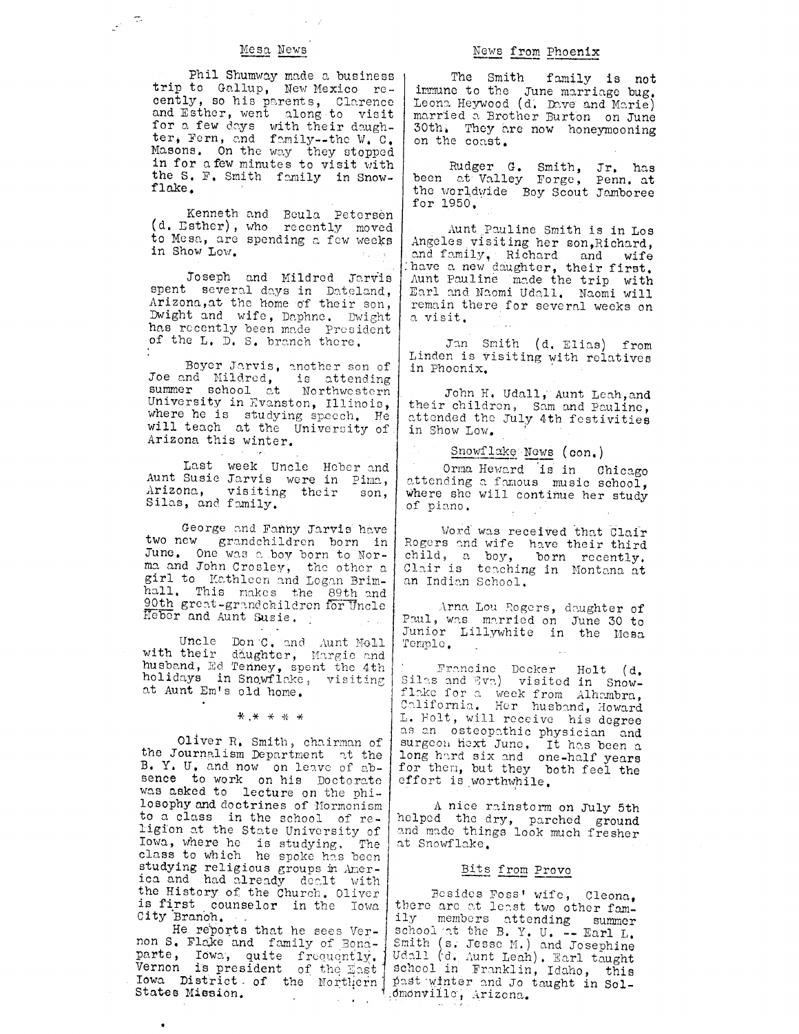## Mesa News

Phil Shumway made a business trip to Gallup, New Mexico recently, so his parents, Clarence and Esther, went along to visit for a few days with their daughter, Fern, and family--the W. C. Masons. On the way they stopped in for a few minutes to visit with the S. F. Smith family in Snowflake.

Kenneth and Beula Petersen (d. Esther), who recently moved to Mesa, are spending a few weeks in Show Low.

Joseph and Mildred Jarvis spent several days in Dateland, Arizona, at the home of their son, Dwight and wife, Daphne. Dwight has recently been made President of the L. D. S. branch there.

Boyer Jarvis, another son of Joe and Mildred, is attending summer school at Northwestern University in Evanston, Illinois, where he is studying speech. He will teach at the University of Arizona this winter.

Last week Uncle Heber and Aunt Susie Jarvis were in Pima, Arizona, visiting their son, Silas, and family.

George and Fanny Jarvis have two new grandchildren born in June. One was a boy born to Norma and John Crosley, the other a girl to Kathleen and Logan Brimhall. This makes the 89th and 90th great-grandchildren for Uncle Heber and Aunt Susie.

Uncle Don C. and Aunt Nell with their daughter, Margie and husband, Ed Tenney, spent the 4th holidays in Snowflake, visiting at Aunt Em's old home.

\* \* \* \* \*

Oliver R. Smith, chairman of the Journalism Department at the B. Y. U. and now on leave of absence to work on his Doctorate was asked to lecture on the philosophy and doctrines of Mormonism to a class in the school of religion at the State University of Iowa, where he is studying. The class to which he spoke has been studying religious groups in America and had already dealt with the History of the Church. Oliver is first counselor in the Iowa City Branch.

He reports that he sees Vernon S. Flake and family of Bonaparte, Iowa, quite frequently. Vernon is president of the East Iowa District of the Northern States Mission.

## News from Phoenix

The Smith family is not immune to the June marriage bug. Leona Heywood (d. Dave and Marie) married a Brother Burton on June 30th. They are now honeymooning on the coast.

Rudger G. Smith, Jr. has been at Valley Forge, Penn. at the Worldwide Boy Scout Jamboree for 1950.

Aunt Pauline Smith is in Los Angeles visiting her son, Richard, and family. Richard and wife have a new daughter, their first. Aunt Pauline made the trip with Earl and Naomi Udall. Naomi will remain there for several weeks on a visit.

Jan Smith (d. Elias) from Linden is visiting with relatives in Phoenix.

John H. Udall, Aunt Leah, and their children, Sam and Pauline, attended the July 4th festivities in Show Low.

## Snowflake News (con.)

Orma Heward is in Chicago attending a famous music school, where she will continue her study of piano.

Word was received that Clair Rogers and wife have their third child, a boy, born recently. Clair is teaching in Montana at an Indian School.

Arna Lou Rogers, daughter of Paul, was married on June 30 to Junior Lillywhite in the Mesa Temple.

Francine Decker Holt (d. Silas and Eva) visited in Snowflake for a week from Alhambra, California. Her husband, Howard L. Holt, will receive his degree as an osteopathic physician and surgeon next June. It has been a long hard six and one-half years for them, but they both feel the effort is worthwhile.

A nice rainstorm on July 5th helped the dry, parched ground and made things look much fresher at Snowflake.

## Bits from Provo

Besides Foss' wife, Cleona, there are at least two other family members attending summer school at the B. Y. U. -- Earl L. Smith (s. Jesse M.) and Josephine Udall (d. Aunt Leah). Earl taught school in Franklin, Idaho, this past winter and Jo taught in Solomonville, Arizona.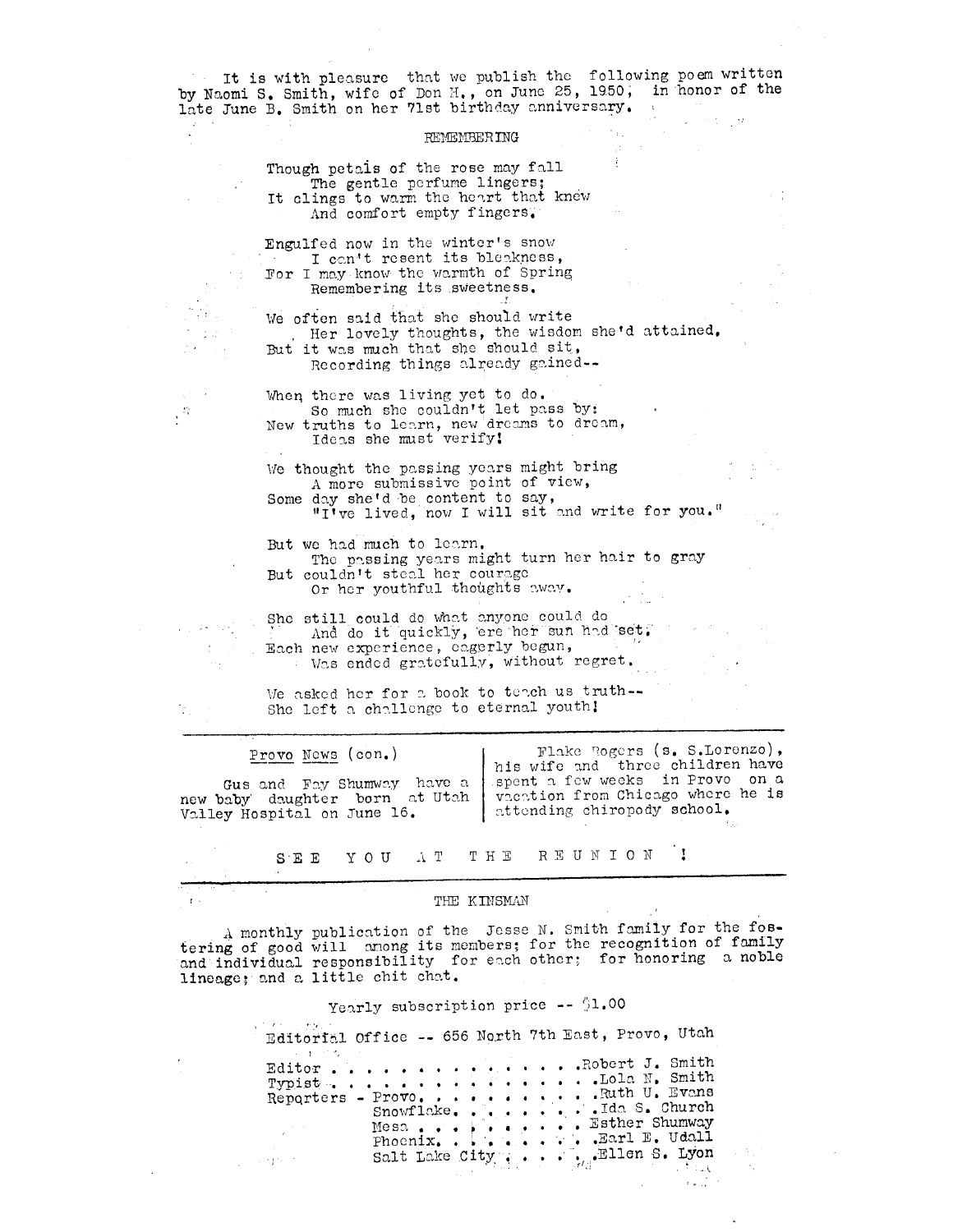It is with pleasure that we publish the following poem written by Naomi S. Smith, wife of Don H., on June 25, 1950, in honor of the late June B. Smith on her 71st birthday anniversary.

## REMEMBERING

Though petals of the rose may fall  
    The gentle perfume lingers;  
It clings to warm the heart that knew  
    And comfort empty fingers.

Engulfed now in the winter's snow  
    I can't resent its bleakness,  
For I may know the warmth of Spring  
    Remembering its sweetness.

We often said that she should write  
    Her lovely thoughts, the wisdom she'd attained,  
But it was much that she should sit,  
    Recording things already gained--

When there was living yet to do.  
    So much she couldn't let pass by:  
New truths to learn, new dreams to dream,  
    Ideas she must verify!

We thought the passing years might bring  
    A more submissive point of view,  
Some day she'd be content to say,  
    "I've lived, now I will sit and write for you."

But we had much to learn.  
    The passing years might turn her hair to gray  
But couldn't steal her courage  
    Or her youthful thoughts away.

She still could do what anyone could do  
    And do it quickly, ere her sun had set,  
Each new experience, eagerly begun,  
    Was ended gratefully, without regret.

We asked her for a book to teach us truth--  
She left a challenge to eternal youth!

---

Provo News (con.)

Gus and Fay Shumway have a new baby daughter born at Utah Valley Hospital on June 16.

Flake Rogers (s. S.Lorenzo), his wife and three children have spent a few weeks in Provo on a vacation from Chicago where he is attending chiropody school.

S E E   Y O U   A T   T H E   R E U N I O N   !

---

## THE KINSMAN

A monthly publication of the Jesse N. Smith family for the fostering of good will among its members; for the recognition of family and individual responsibility for each other; for honoring a noble lineage; and a little chit chat.

Yearly subscription price -- $1.00

Editorial Office -- 656 North 7th East, Provo, Utah

Editor . . . . . . . . . . . . . . . .Robert J. Smith  
Typist . . . . . . . . . . . . . . . .Lola N. Smith  
Reporters - Provo. . . . . . . . . . .Ruth U. Evans  
    Snowflake. . . . . . . . . .Ida S. Church  
    Mesa . . . . . . . . . . . Esther Shumway  
    Phoenix. . . . . . . . . . .Earl E. Udall  
    Salt Lake City . . . . . .Ellen S. Lyon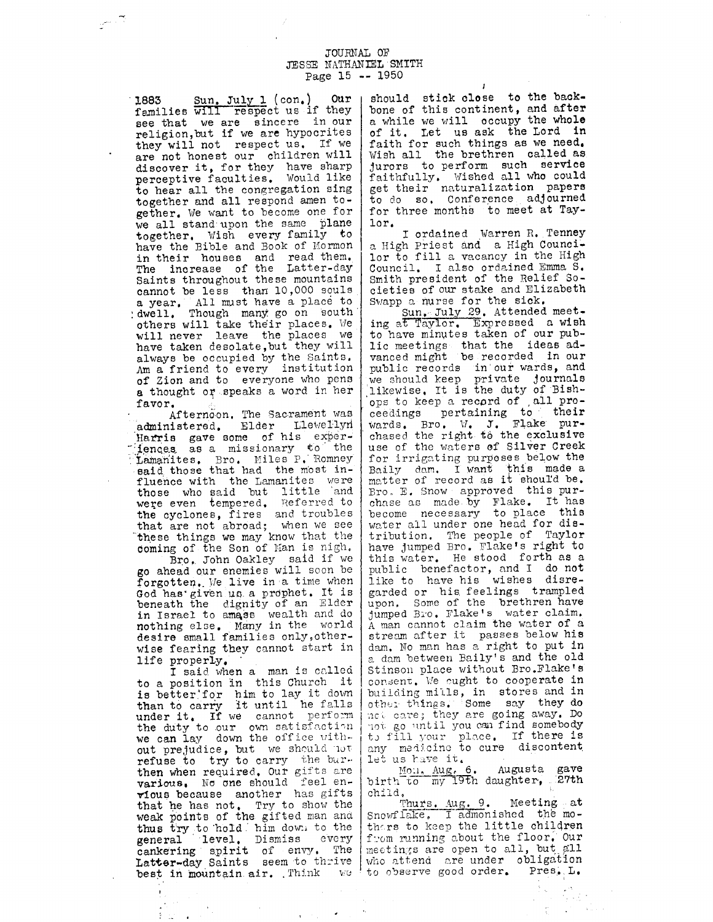1883 Sun. July 1 (con.) Our families will respect us if they see that we are sincere in our religion, but if we are hypocrites they will not respect us. If we are not honest our children will discover it, for they have sharp perceptive faculties. Would like to hear all the congregation sing together and all respond amen together. We want to become one for we all stand upon the same plane together. Wish every family to have the Bible and Book of Mormon in their houses and read them. The increase of the Latter-day Saints throughout these mountains cannot be less than 10,000 souls a year. All must have a place to dwell. Though many go on south others will take their places. We will never leave the places we have taken desolate, but they will always be occupied by the Saints. Am a friend to every institution of Zion and to everyone who pens a thought or speaks a word in her favor.

Afternoon. The Sacrament was administered. Elder Llewellyn Harris gave some of his experiences as a missionary to the Lamanites. Bro. Miles P. Romney said those that had the most influence with the Lamanites were those who said but little and were even tempered. Referred to the cyclones, fires and troubles that are not abroad; when we see these things we may know that the coming of the Son of Man is nigh.

Bro. John Oakley said if we go ahead our enemies will soon be forgotten. We live in a time when God has given us a prophet. It is beneath the dignity of an Elder in Israel to amass wealth and do nothing else. Many in the world desire small families only, otherwise fearing they cannot start in life properly.

I said when a man is called to a position in this Church it is better for him to lay it down than to carry it until he falls under it. If we cannot perform the duty to our own satisfaction we can lay down the office without prejudice, but we should not refuse to try to carry the burthen when required. Our gifts are various. No one should feel envious because another has gifts that he has not. Try to show the weak points of the gifted man and thus try to hold him down to the general level. Dismiss every cankering spirit of envy. The Latter-day Saints seem to thrive best in mountain air. Think we should stick close to the backbone of this continent, and after a while we will occupy the whole of it. Let us ask the Lord in faith for such things as we need. Wish all the brethren called as jurors to perform such service faithfully. Wished all who could get their naturalization papers to do so. Conference adjourned for three months to meet at Taylor.

I ordained Warren R. Tenney a High Priest and a High Councilor to fill a vacancy in the High Council. I also ordained Emma S. Smith president of the Relief Societies of our stake and Elizabeth Swapp a nurse for the sick.

Sun. July 29. Attended meeting at Taylor. Expressed a wish to have minutes taken of our public meetings that the ideas advanced might be recorded in our public records in our wards, and we should keep private journals likewise. It is the duty of Bishops to keep a record of all proceedings pertaining to their wards. Bro. W. J. Flake purchased the right to the exclusive use of the waters of Silver Creek for irrigating purposes below the Baily dam. I want this made a matter of record as it should be. Bro. E. Snow approved this purchase as made by Flake. It has become necessary to place this water all under one head for distribution. The people of Taylor have jumped Bro. Flake's right to this water. He stood forth as a public benefactor, and I do not like to have his wishes disregarded or his feelings trampled upon. Some of the brethren have jumped Bro. Flake's water claim. A man cannot claim the water of a stream after it passes below his dam. No man has a right to put in a dam between Baily's and the old Stinson place without Bro. Flake's consent. We ought to cooperate in building mills, in stores and in other things. Some say they do not care; they are going away. Do not go until you can find somebody to fill your place. If there is any medicine to cure discontent let us have it.

Mon. Aug. 6. Augusta gave birth to my 19th daughter, 27th child.

Thurs. Aug. 9. Meeting at Snowflake. I admonished the mothers to keep the little children from running about the floor. Our meetings are open to all, but all who attend are under obligation to observe good order. Pres. L.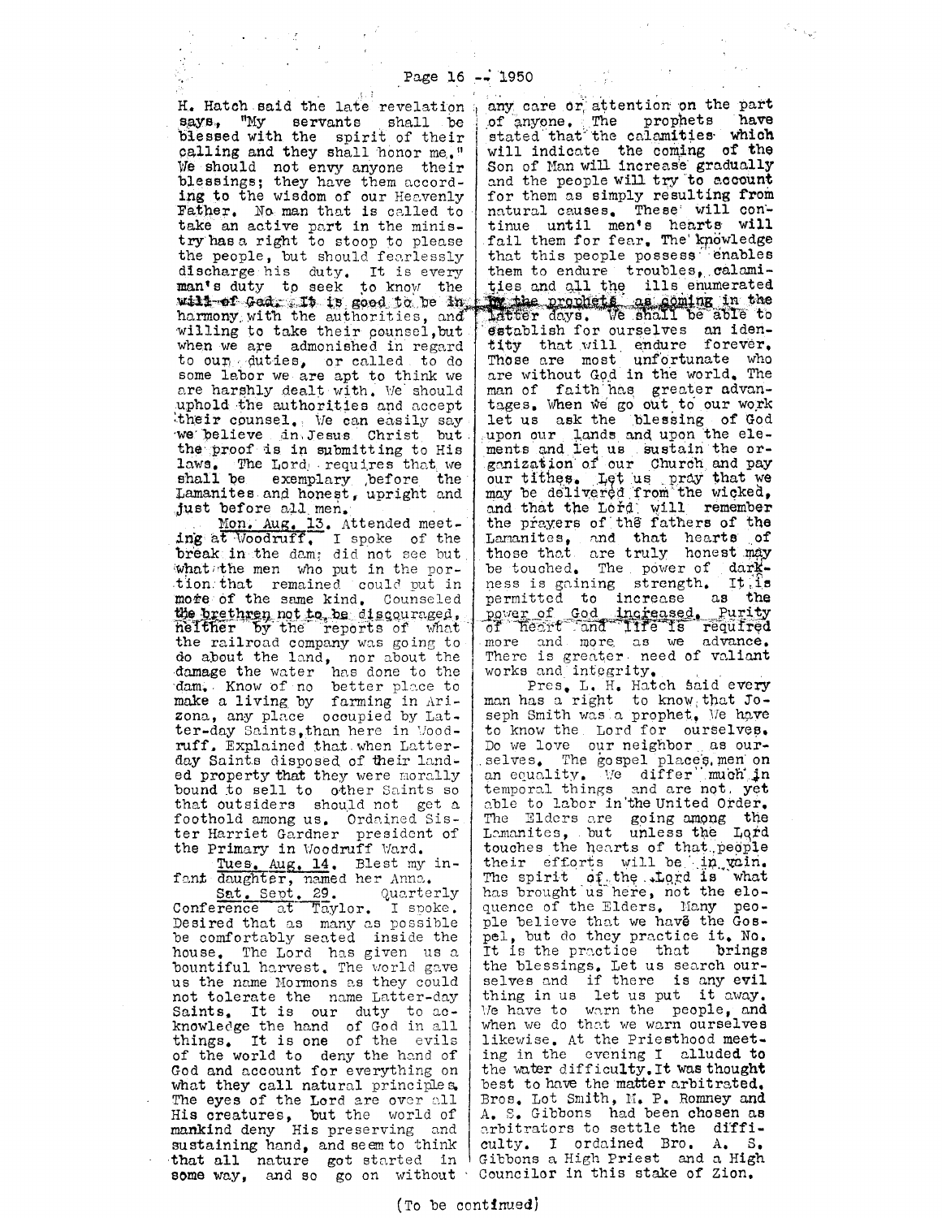H. Hatch said the late revelation says, "My servants shall be blessed with the spirit of their calling and they shall honor me." We should not envy anyone their blessings; they have them according to the wisdom of our Heavenly Father. No man that is called to take an active part in the ministry has a right to stoop to please the people, but should fearlessly discharge his duty. It is every man's duty to seek to know the will of God. It is good to be in harmony with the authorities, and willing to take their counsel, but when we are admonished in regard to our duties, or called to do some labor we are apt to think we are harshly dealt with. We should uphold the authorities and accept their counsel. We can easily say we believe in Jesus Christ but the proof is in submitting to His laws. The Lord requires that we shall be exemplary before the Lamanites and honest, upright and just before all men.

Mon. Aug. 13. Attended meeting at Woodruff. I spoke of the break in the dam; did not see but what the men who put in the portion that remained could put in more of the same kind. Counseled the brethren not to be discouraged, neither by the reports of what the railroad company was going to do about the land, nor about the damage the water has done to the dam. Know of no better place to make a living by farming in Arizona, any place occupied by Latter-day Saints, than here in Woodruff. Explained that when Latter-day Saints disposed of their landed property that they were morally bound to sell to other Saints so that outsiders should not get a foothold among us. Ordained Sister Harriet Gardner president of the Primary in Woodruff Ward.

Tues. Aug. 14. Blest my infant daughter, named her Anna.

Sat. Sept. 29. Quarterly Conference at Taylor. I spoke. Desired that as many as possible be comfortably seated inside the house. The Lord has given us a bountiful harvest. The world gave us the name Mormons as they could not tolerate the name Latter-day Saints. It is our duty to acknowledge the hand of God in all things. It is one of the evils of the world to deny the hand of God and account for everything on what they call natural principles. The eyes of the Lord are over all His creatures, but the world of mankind deny His preserving and sustaining hand, and seem to think that all nature got started in some way, and so go on without any care or attention on the part of anyone. The prophets have stated that the calamities which will indicate the coming of the Son of Man will increase gradually and the people will try to account for them as simply resulting from natural causes. These will continue until men's hearts will fail them for fear. The knowledge that this people possess enables them to endure troubles, calamities and all the ills enumerated by the prophets as coming in the latter days. We shall be able to establish for ourselves an identity that will endure forever. Those are most unfortunate who are without God in the world. The man of faith has greater advantages. When we go out to our work let us ask the blessing of God upon our lands and upon the elements and let us sustain the organization of our Church and pay our tithes. Let us pray that we may be delivered from the wicked, and that the Lord will remember the prayers of the fathers of the Lamanites, and that hearts of those that are truly honest may be touched. The power of darkness is gaining strength. It is permitted to increase as the power of God increased. Purity of heart and life is required more and more as we advance. There is greater need of valiant works and integrity.

Pres. L. H. Hatch said every man has a right to know that Joseph Smith was a prophet. We have to know the Lord for ourselves. Do we love our neighbor as ourselves. The gospel places men on an equality. We differ much in temporal things and are not yet able to labor in the United Order. The Elders are going among the Lamanites, but unless the Lord touches the hearts of that people their efforts will be in vain. The spirit of the Lord is what has brought us here, not the eloquence of the Elders. Many people believe that we have the Gospel, but do they practice it. No. It is the practice that brings the blessings. Let us search ourselves and if there is any evil thing in us let us put it away. We have to warn the people, and when we do that we warn ourselves likewise. At the Priesthood meeting in the evening I alluded to the water difficulty. It was thought best to have the matter arbitrated. Bros. Lot Smith, M. P. Romney and A. S. Gibbons had been chosen as arbitrators to settle the difficulty. I ordained Bro. A. S. Gibbons a High Priest and a High Councilor in this stake of Zion.

(To be continued)